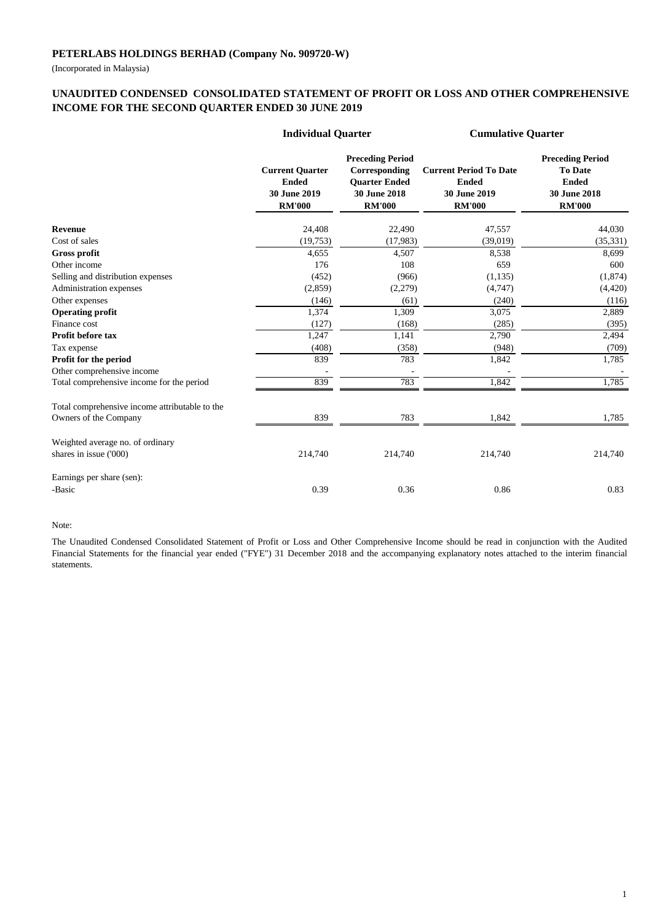**PETERLABS HOLDINGS BERHAD (Company No. 909720-W)**

(Incorporated in Malaysia)

## UNAUDITED CONDENSED CONSOLIDATED STATEMENT OF PROFIT OR LOSS AND OTHER COMPREHENSIVE INCOME FOR THE SECOND QUARTER ENDED 30 JUNE 2019

| | Individual Quarter | | Cumulative Quarter | |
|---|---|---|---|---|
| | **Current Quarter Ended 30 June 2019 RM'000** | **Preceding Period Corresponding Quarter Ended 30 June 2018 RM'000** | **Current Period To Date Ended 30 June 2019 RM'000** | **Preceding Period To Date Ended 30 June 2018 RM'000** |
| **Revenue** | 24,408 | 22,490 | 47,557 | 44,030 |
| Cost of sales | (19,753) | (17,983) | (39,019) | (35,331) |
| **Gross profit** | 4,655 | 4,507 | 8,538 | 8,699 |
| Other income | 176 | 108 | 659 | 600 |
| Selling and distribution expenses | (452) | (966) | (1,135) | (1,874) |
| Administration expenses | (2,859) | (2,279) | (4,747) | (4,420) |
| Other expenses | (146) | (61) | (240) | (116) |
| **Operating profit** | 1,374 | 1,309 | 3,075 | 2,889 |
| Finance cost | (127) | (168) | (285) | (395) |
| **Profit before tax** | 1,247 | 1,141 | 2,790 | 2,494 |
| Tax expense | (408) | (358) | (948) | (709) |
| **Profit for the period** | 839 | 783 | 1,842 | 1,785 |
| Other comprehensive income | - | - | - | - |
| Total comprehensive income for the period | 839 | 783 | 1,842 | 1,785 |
| Total comprehensive income attributable to the Owners of the Company | 839 | 783 | 1,842 | 1,785 |
| Weighted average no. of ordinary shares in issue ('000) | 214,740 | 214,740 | 214,740 | 214,740 |
| Earnings per share (sen): | | | | |
| -Basic | 0.39 | 0.36 | 0.86 | 0.83 |

Note:

The Unaudited Condensed Consolidated Statement of Profit or Loss and Other Comprehensive Income should be read in conjunction with the Audited Financial Statements for the financial year ended ("FYE") 31 December 2018 and the accompanying explanatory notes attached to the interim financial statements.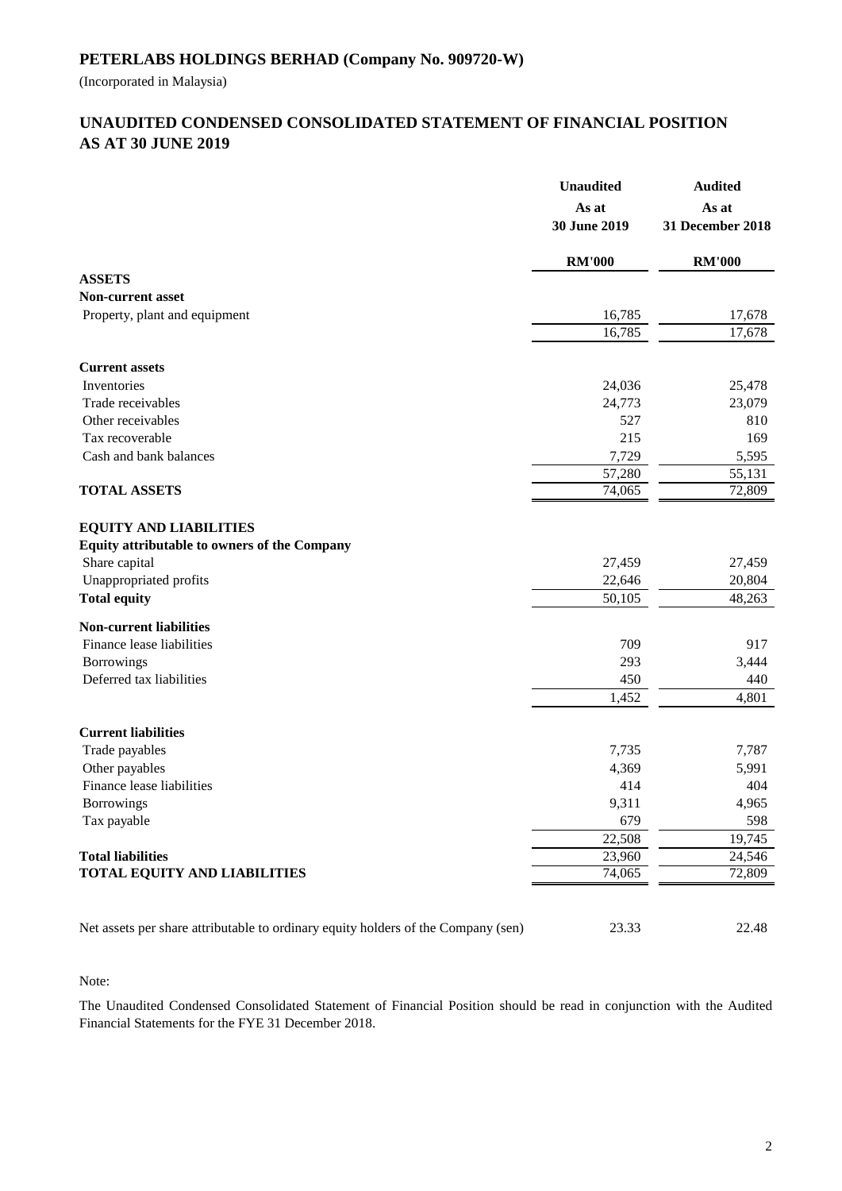## PETERLABS HOLDINGS BERHAD (Company No. 909720-W)

(Incorporated in Malaysia)

## UNAUDITED CONDENSED CONSOLIDATED STATEMENT OF FINANCIAL POSITION AS AT 30 JUNE 2019

| | Unaudited | Audited |
|---|---|---|
| | As at | As at |
| | 30 June 2019 | 31 December 2018 |
| | RM'000 | RM'000 |
| **ASSETS** | | |
| **Non-current asset** | | |
| Property, plant and equipment | 16,785 | 17,678 |
| | 16,785 | 17,678 |
| **Current assets** | | |
| Inventories | 24,036 | 25,478 |
| Trade receivables | 24,773 | 23,079 |
| Other receivables | 527 | 810 |
| Tax recoverable | 215 | 169 |
| Cash and bank balances | 7,729 | 5,595 |
| | 57,280 | 55,131 |
| **TOTAL ASSETS** | 74,065 | 72,809 |
| **EQUITY AND LIABILITIES** | | |
| **Equity attributable to owners of the Company** | | |
| Share capital | 27,459 | 27,459 |
| Unappropriated profits | 22,646 | 20,804 |
| **Total equity** | 50,105 | 48,263 |
| **Non-current liabilities** | | |
| Finance lease liabilities | 709 | 917 |
| Borrowings | 293 | 3,444 |
| Deferred tax liabilities | 450 | 440 |
| | 1,452 | 4,801 |
| **Current liabilities** | | |
| Trade payables | 7,735 | 7,787 |
| Other payables | 4,369 | 5,991 |
| Finance lease liabilities | 414 | 404 |
| Borrowings | 9,311 | 4,965 |
| Tax payable | 679 | 598 |
| | 22,508 | 19,745 |
| **Total liabilities** | 23,960 | 24,546 |
| **TOTAL EQUITY AND LIABILITIES** | 74,065 | 72,809 |
| Net assets per share attributable to ordinary equity holders of the Company (sen) | 23.33 | 22.48 |

Note:

The Unaudited Condensed Consolidated Statement of Financial Position should be read in conjunction with the Audited Financial Statements for the FYE 31 December 2018.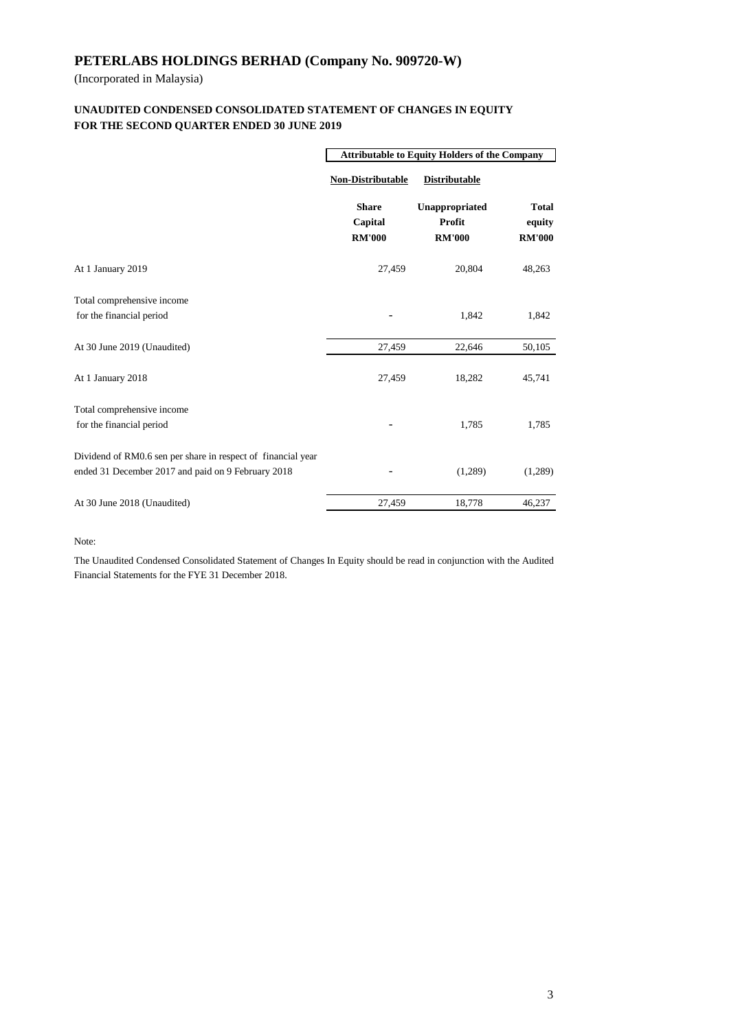# PETERLABS HOLDINGS BERHAD (Company No. 909720-W)

(Incorporated in Malaysia)

## UNAUDITED CONDENSED CONSOLIDATED STATEMENT OF CHANGES IN EQUITY FOR THE SECOND QUARTER ENDED 30 JUNE 2019

| | Attributable to Equity Holders of the Company | | |
|---|---|---|---|
| | Non-Distributable | Distributable | |
| | Share Capital RM'000 | Unappropriated Profit RM'000 | Total equity RM'000 |
| At 1 January 2019 | 27,459 | 20,804 | 48,263 |
| Total comprehensive income for the financial period | - | 1,842 | 1,842 |
| At 30 June 2019 (Unaudited) | 27,459 | 22,646 | 50,105 |
| At 1 January 2018 | 27,459 | 18,282 | 45,741 |
| Total comprehensive income for the financial period | - | 1,785 | 1,785 |
| Dividend of RM0.6 sen per share in respect of financial year ended 31 December 2017 and paid on 9 February 2018 | - | (1,289) | (1,289) |
| At 30 June 2018 (Unaudited) | 27,459 | 18,778 | 46,237 |

Note:

The Unaudited Condensed Consolidated Statement of Changes In Equity should be read in conjunction with the Audited Financial Statements for the FYE 31 December 2018.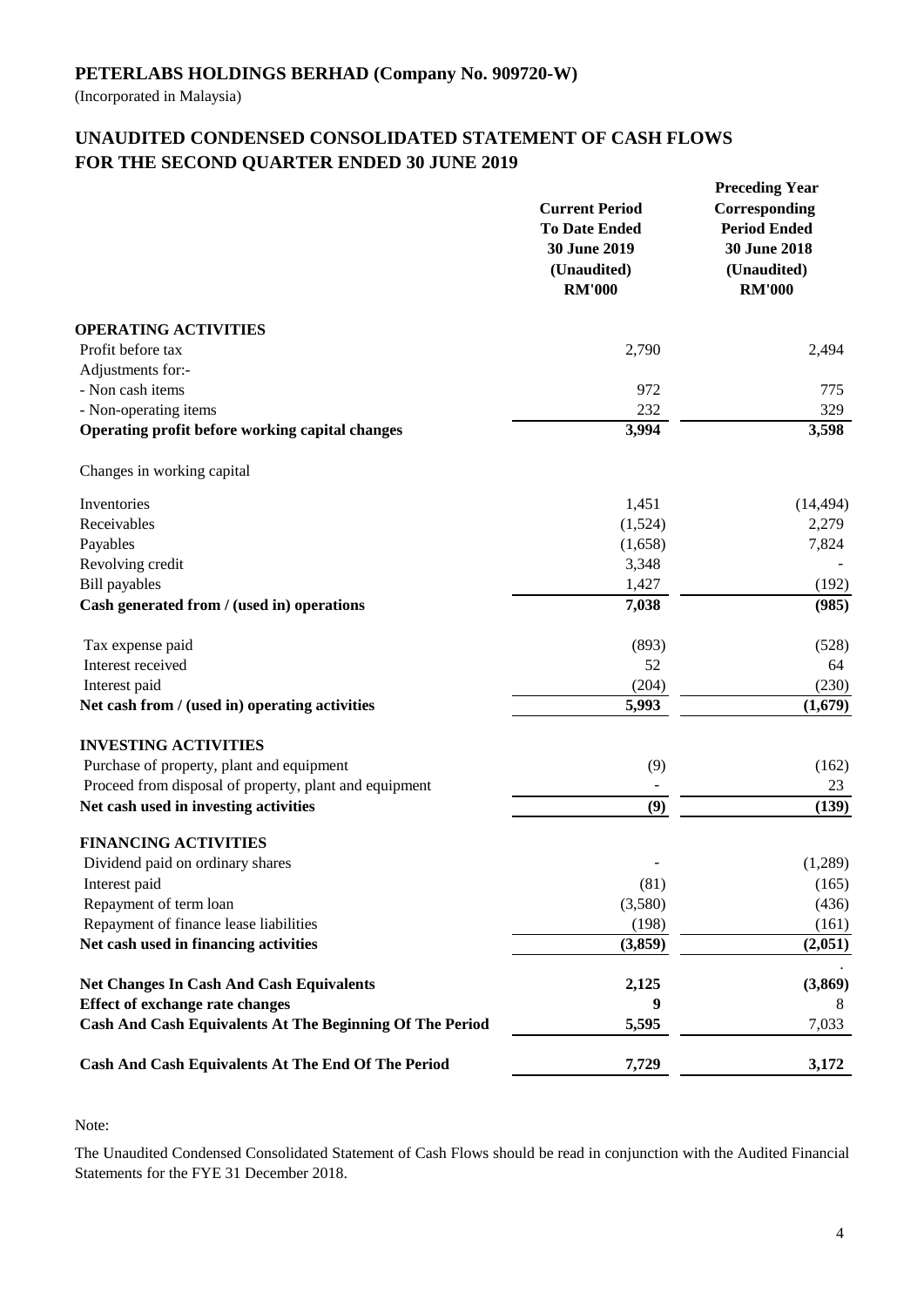## PETERLABS HOLDINGS BERHAD (Company No. 909720-W)

(Incorporated in Malaysia)

## UNAUDITED CONDENSED CONSOLIDATED STATEMENT OF CASH FLOWS FOR THE SECOND QUARTER ENDED 30 JUNE 2019

| | Current Period To Date Ended 30 June 2019 (Unaudited) RM'000 | Preceding Year Corresponding Period Ended 30 June 2018 (Unaudited) RM'000 |
|---|---|---|
| **OPERATING ACTIVITIES** | | |
| Profit before tax | 2,790 | 2,494 |
| Adjustments for:- | | |
| - Non cash items | 972 | 775 |
| - Non-operating items | 232 | 329 |
| **Operating profit before working capital changes** | **3,994** | **3,598** |
| Changes in working capital | | |
| Inventories | 1,451 | (14,494) |
| Receivables | (1,524) | 2,279 |
| Payables | (1,658) | 7,824 |
| Revolving credit | 3,348 | - |
| Bill payables | 1,427 | (192) |
| **Cash generated from / (used in) operations** | **7,038** | **(985)** |
| Tax expense paid | (893) | (528) |
| Interest received | 52 | 64 |
| Interest paid | (204) | (230) |
| **Net cash from / (used in) operating activities** | **5,993** | **(1,679)** |
| **INVESTING ACTIVITIES** | | |
| Purchase of property, plant and equipment | (9) | (162) |
| Proceed from disposal of property, plant and equipment | - | 23 |
| **Net cash used in investing activities** | **(9)** | **(139)** |
| **FINANCING ACTIVITIES** | | |
| Dividend paid on ordinary shares | - | (1,289) |
| Interest paid | (81) | (165) |
| Repayment of term loan | (3,580) | (436) |
| Repayment of finance lease liabilities | (198) | (161) |
| **Net cash used in financing activities** | **(3,859)** | **(2,051)** |
| **Net Changes In Cash And Cash Equivalents** | **2,125** | **(3,869)** |
| **Effect of exchange rate changes** | **9** | 8 |
| **Cash And Cash Equivalents At The Beginning Of The Period** | **5,595** | 7,033 |
| **Cash And Cash Equivalents At The End Of The Period** | **7,729** | **3,172** |

Note:

The Unaudited Condensed Consolidated Statement of Cash Flows should be read in conjunction with the Audited Financial Statements for the FYE 31 December 2018.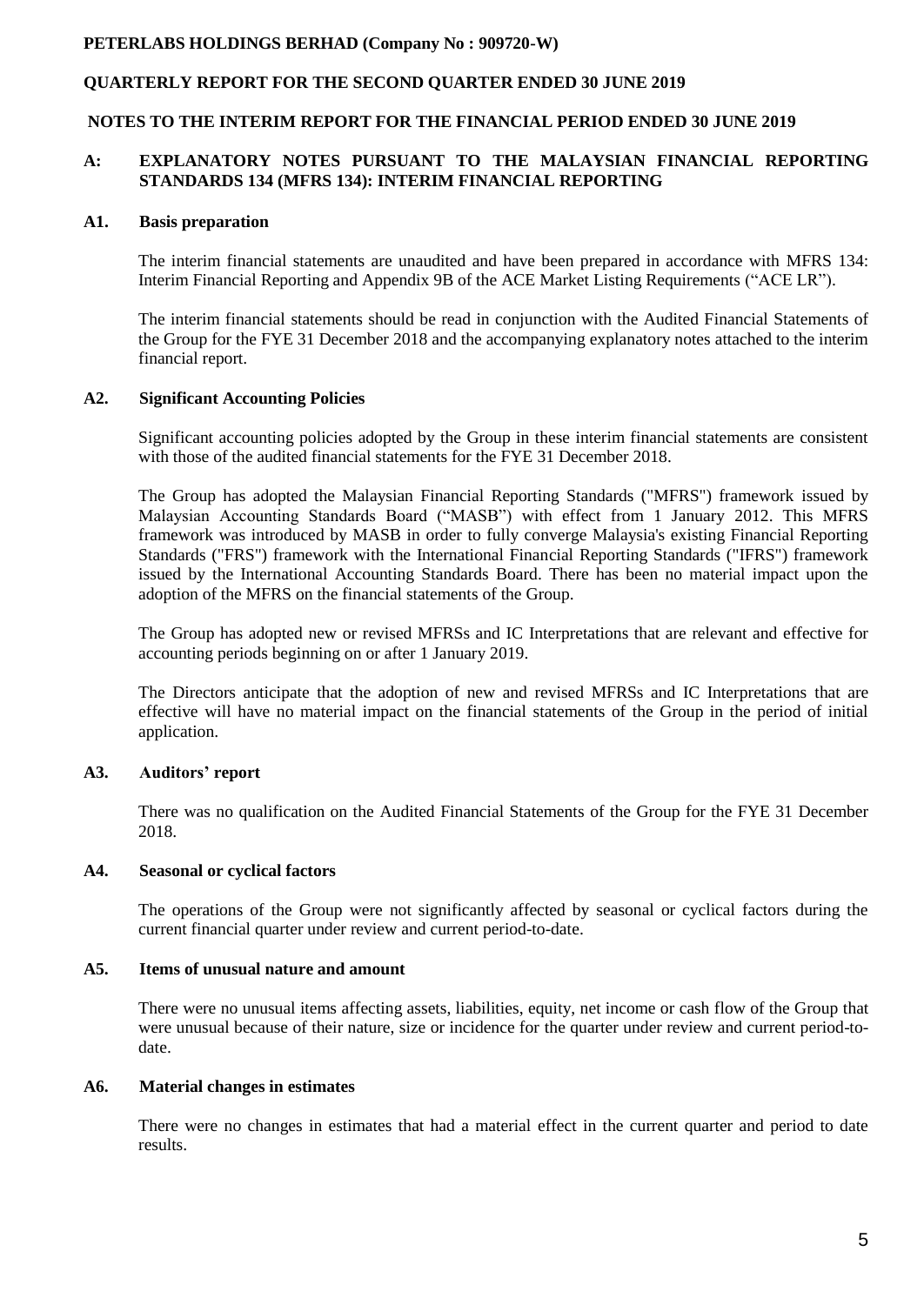**PETERLABS HOLDINGS BERHAD (Company No : 909720-W)**

**QUARTERLY REPORT FOR THE SECOND QUARTER ENDED 30 JUNE 2019**

**NOTES TO THE INTERIM REPORT FOR THE FINANCIAL PERIOD ENDED 30 JUNE 2019**

## A: EXPLANATORY NOTES PURSUANT TO THE MALAYSIAN FINANCIAL REPORTING STANDARDS 134 (MFRS 134): INTERIM FINANCIAL REPORTING

### A1. Basis preparation

The interim financial statements are unaudited and have been prepared in accordance with MFRS 134: Interim Financial Reporting and Appendix 9B of the ACE Market Listing Requirements ("ACE LR").

The interim financial statements should be read in conjunction with the Audited Financial Statements of the Group for the FYE 31 December 2018 and the accompanying explanatory notes attached to the interim financial report.

### A2. Significant Accounting Policies

Significant accounting policies adopted by the Group in these interim financial statements are consistent with those of the audited financial statements for the FYE 31 December 2018.

The Group has adopted the Malaysian Financial Reporting Standards ("MFRS") framework issued by Malaysian Accounting Standards Board ("MASB") with effect from 1 January 2012. This MFRS framework was introduced by MASB in order to fully converge Malaysia's existing Financial Reporting Standards ("FRS") framework with the International Financial Reporting Standards ("IFRS") framework issued by the International Accounting Standards Board. There has been no material impact upon the adoption of the MFRS on the financial statements of the Group.

The Group has adopted new or revised MFRSs and IC Interpretations that are relevant and effective for accounting periods beginning on or after 1 January 2019.

The Directors anticipate that the adoption of new and revised MFRSs and IC Interpretations that are effective will have no material impact on the financial statements of the Group in the period of initial application.

### A3. Auditors' report

There was no qualification on the Audited Financial Statements of the Group for the FYE 31 December 2018.

### A4. Seasonal or cyclical factors

The operations of the Group were not significantly affected by seasonal or cyclical factors during the current financial quarter under review and current period-to-date.

### A5. Items of unusual nature and amount

There were no unusual items affecting assets, liabilities, equity, net income or cash flow of the Group that were unusual because of their nature, size or incidence for the quarter under review and current period-to-date.

### A6. Material changes in estimates

There were no changes in estimates that had a material effect in the current quarter and period to date results.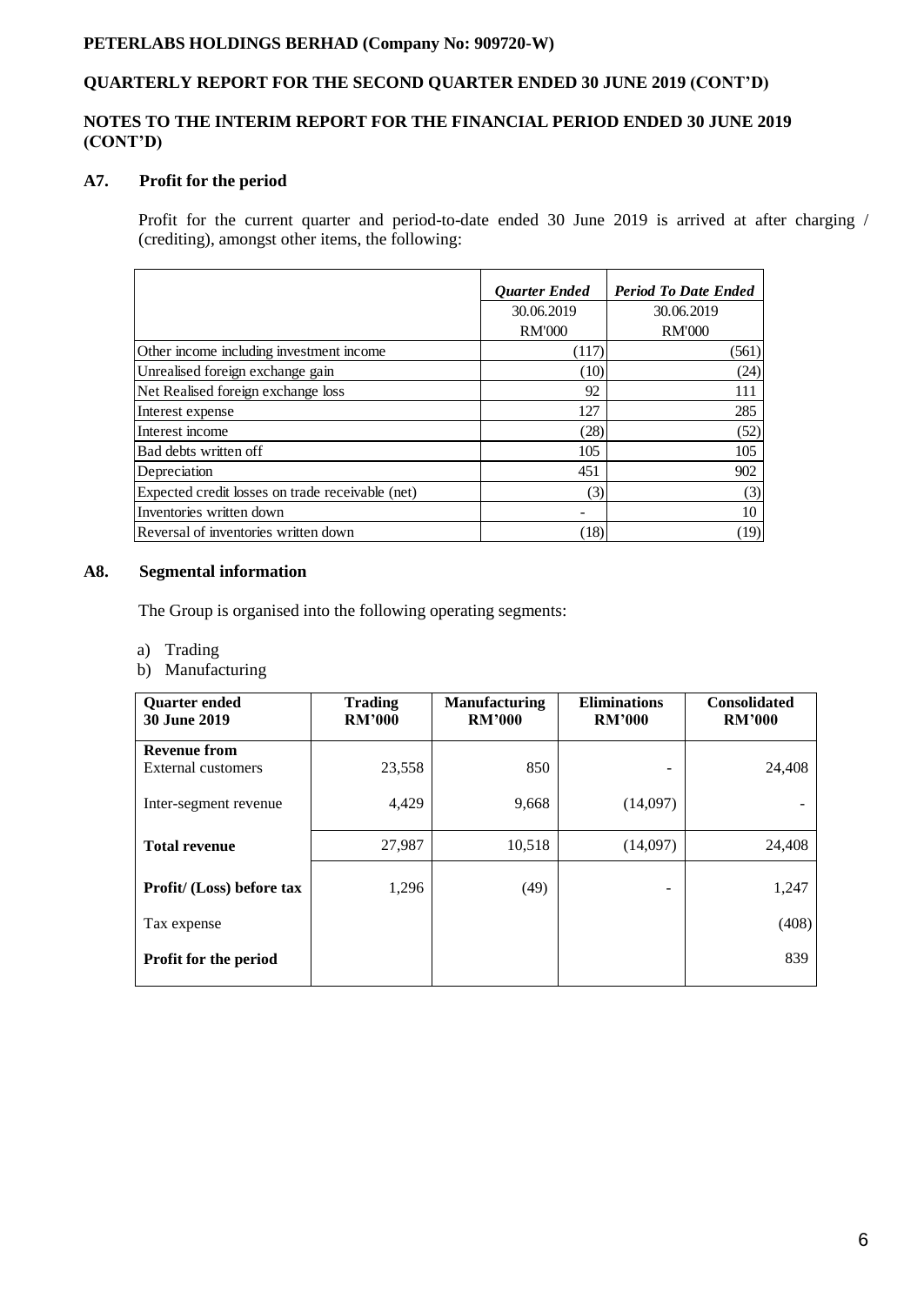**PETERLABS HOLDINGS BERHAD (Company No: 909720-W)**

**QUARTERLY REPORT FOR THE SECOND QUARTER ENDED 30 JUNE 2019 (CONT'D)**

**NOTES TO THE INTERIM REPORT FOR THE FINANCIAL PERIOD ENDED 30 JUNE 2019 (CONT'D)**

## A7. Profit for the period

Profit for the current quarter and period-to-date ended 30 June 2019 is arrived at after charging / (crediting), amongst other items, the following:

| | *Quarter Ended* | *Period To Date Ended* |
|---|---|---|
| | 30.06.2019 | 30.06.2019 |
| | RM'000 | RM'000 |
| Other income including investment income | (117) | (561) |
| Unrealised foreign exchange gain | (10) | (24) |
| Net Realised foreign exchange loss | 92 | 111 |
| Interest expense | 127 | 285 |
| Interest income | (28) | (52) |
| Bad debts written off | 105 | 105 |
| Depreciation | 451 | 902 |
| Expected credit losses on trade receivable (net) | (3) | (3) |
| Inventories written down | - | 10 |
| Reversal of inventories written down | (18) | (19) |

## A8. Segmental information

The Group is organised into the following operating segments:

a) Trading
b) Manufacturing

| **Quarter ended 30 June 2019** | **Trading RM'000** | **Manufacturing RM'000** | **Eliminations RM'000** | **Consolidated RM'000** |
|---|---|---|---|---|
| **Revenue from** External customers | 23,558 | 850 | - | 24,408 |
| Inter-segment revenue | 4,429 | 9,668 | (14,097) | - |
| **Total revenue** | 27,987 | 10,518 | (14,097) | 24,408 |
| **Profit/ (Loss) before tax** | 1,296 | (49) | - | 1,247 |
| Tax expense | | | | (408) |
| **Profit for the period** | | | | 839 |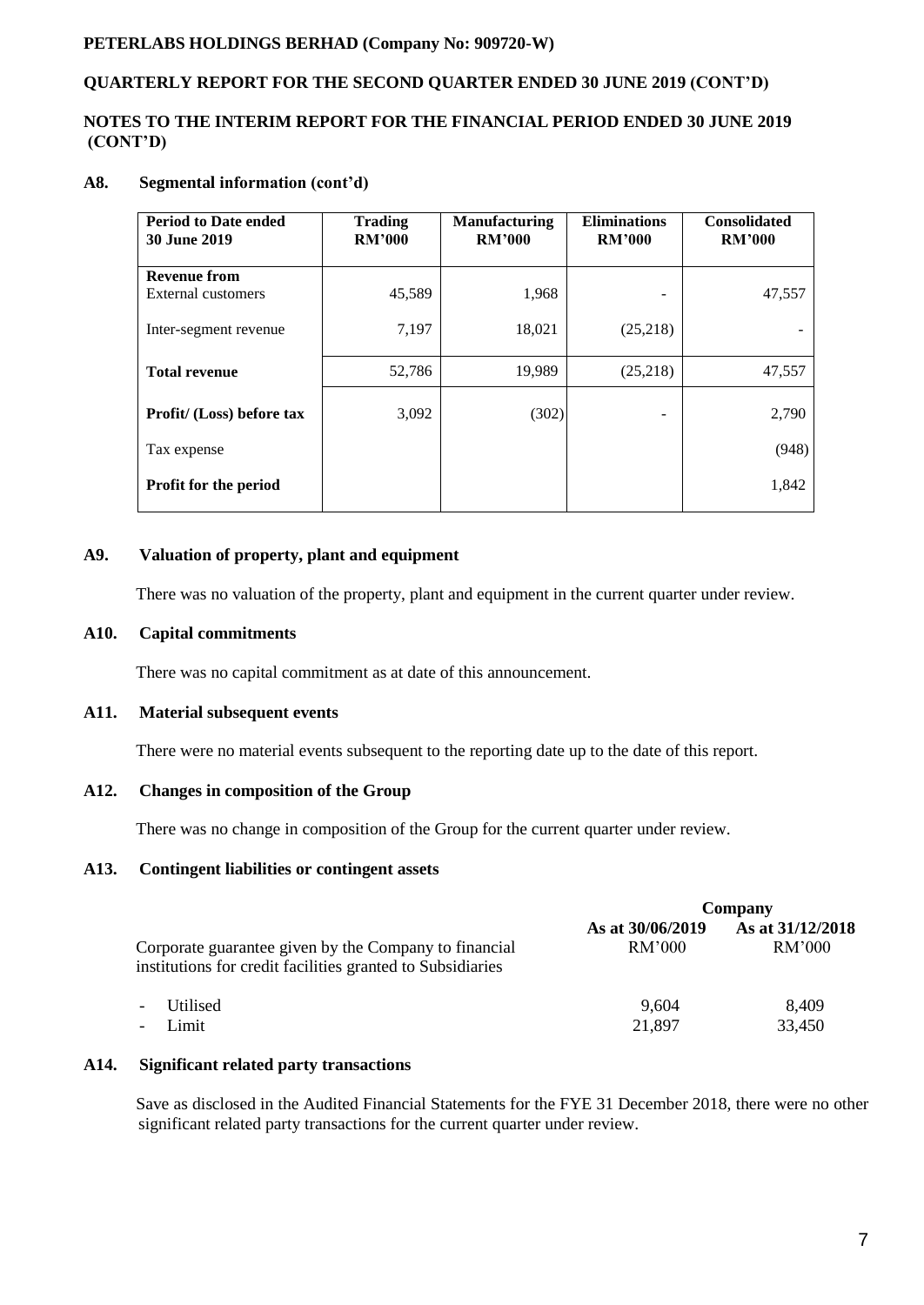## A8. Segmental information (cont'd)

| Period to Date ended 30 June 2019 | Trading RM'000 | Manufacturing RM'000 | Eliminations RM'000 | Consolidated RM'000 |
|---|---|---|---|---|
| **Revenue from** External customers | 45,589 | 1,968 | - | 47,557 |
| Inter-segment revenue | 7,197 | 18,021 | (25,218) | - |
| **Total revenue** | 52,786 | 19,989 | (25,218) | 47,557 |
| **Profit/ (Loss) before tax** | 3,092 | (302) | - | 2,790 |
| Tax expense | | | | (948) |
| **Profit for the period** | | | | 1,842 |

## A9. Valuation of property, plant and equipment

There was no valuation of the property, plant and equipment in the current quarter under review.

## A10. Capital commitments

There was no capital commitment as at date of this announcement.

## A11. Material subsequent events

There were no material events subsequent to the reporting date up to the date of this report.

## A12. Changes in composition of the Group

There was no change in composition of the Group for the current quarter under review.

## A13. Contingent liabilities or contingent assets

| | Company | |
|---|---|---|
| Corporate guarantee given by the Company to financial institutions for credit facilities granted to Subsidiaries | **As at 30/06/2019** RM'000 | **As at 31/12/2018** RM'000 |
| - Utilised | 9,604 | 8,409 |
| - Limit | 21,897 | 33,450 |

## A14. Significant related party transactions

Save as disclosed in the Audited Financial Statements for the FYE 31 December 2018, there were no other significant related party transactions for the current quarter under review.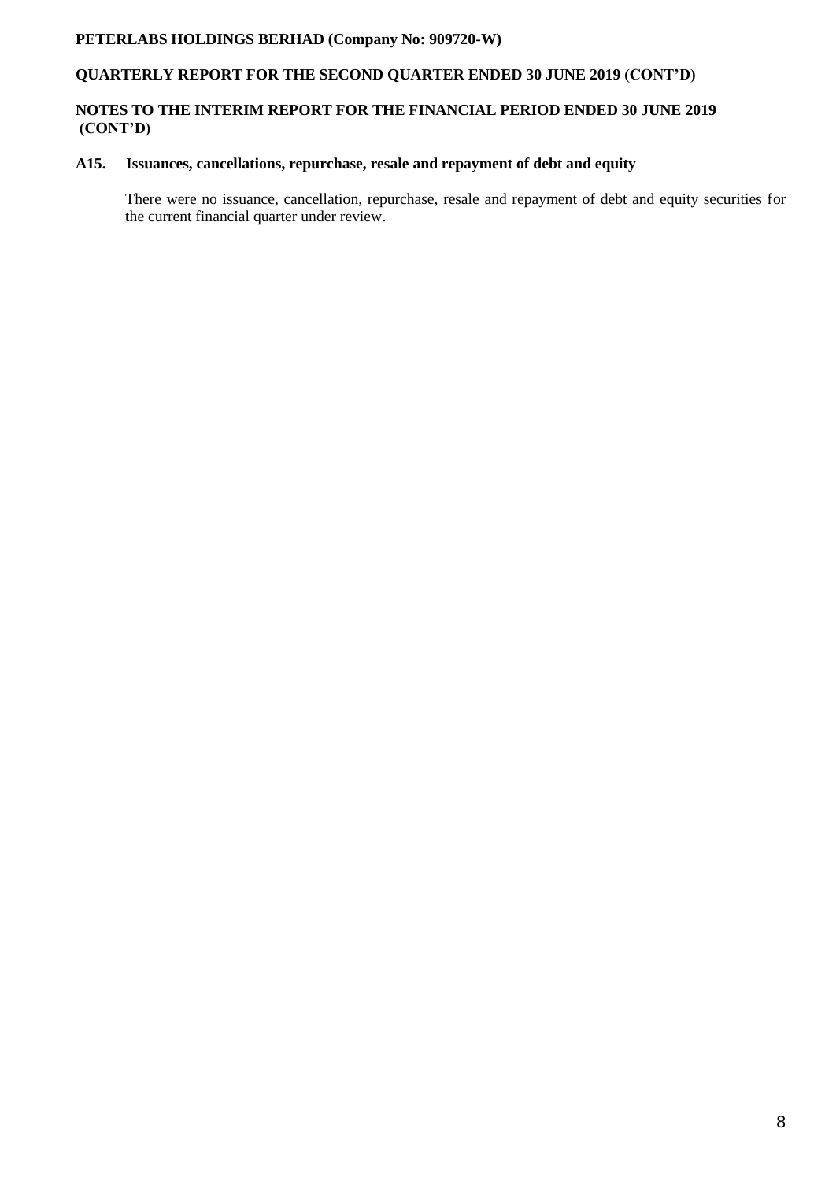### A15. Issuances, cancellations, repurchase, resale and repayment of debt and equity

There were no issuance, cancellation, repurchase, resale and repayment of debt and equity securities for the current financial quarter under review.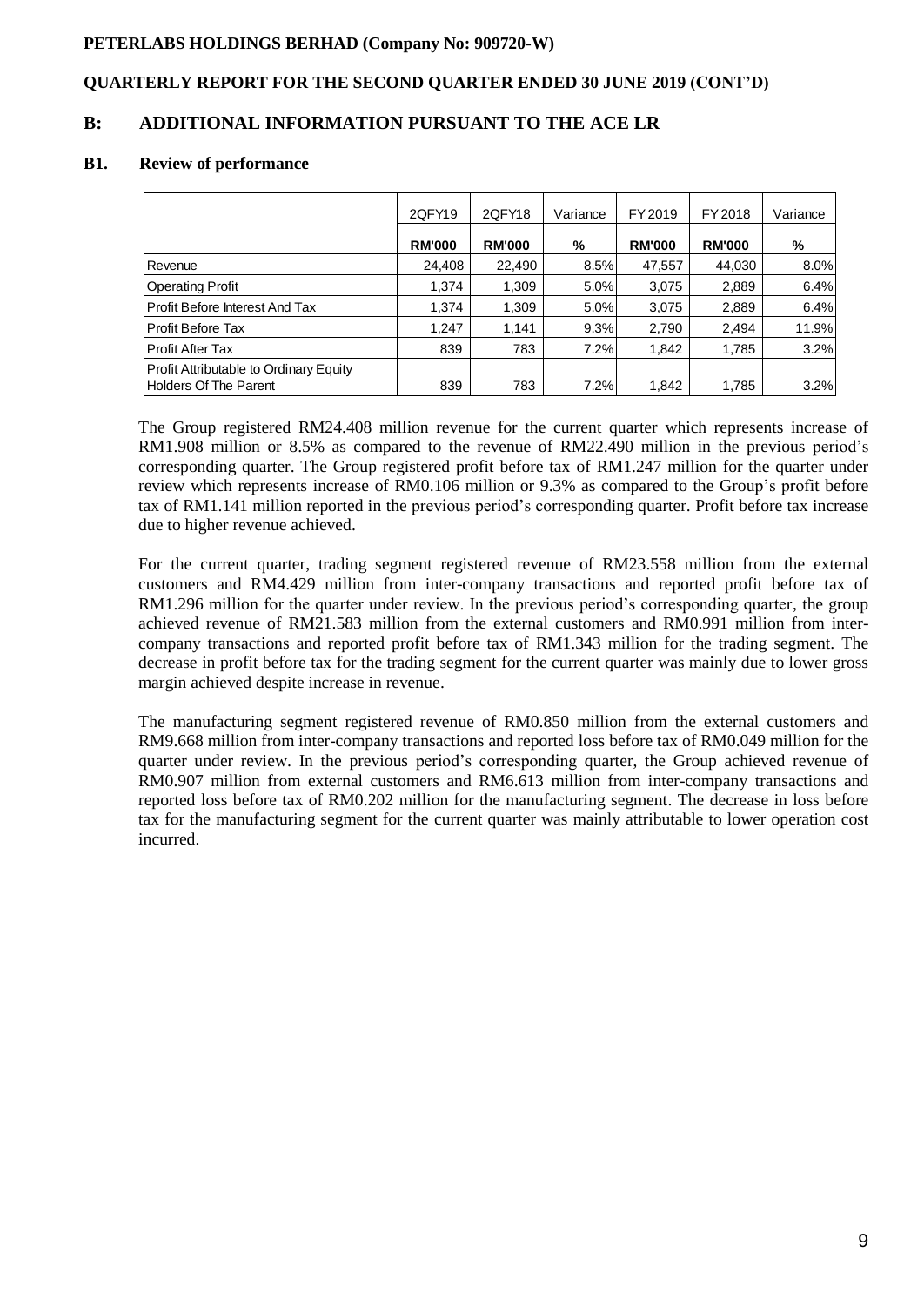PETERLABS HOLDINGS BERHAD (Company No: 909720-W)

QUARTERLY REPORT FOR THE SECOND QUARTER ENDED 30 JUNE 2019 (CONT'D)

## B: ADDITIONAL INFORMATION PURSUANT TO THE ACE LR

### B1. Review of performance

| | 2QFY19 | 2QFY18 | Variance | FY 2019 | FY 2018 | Variance |
|---|---|---|---|---|---|---|
| | **RM'000** | **RM'000** | **%** | **RM'000** | **RM'000** | **%** |
| Revenue | 24,408 | 22,490 | 8.5% | 47,557 | 44,030 | 8.0% |
| Operating Profit | 1,374 | 1,309 | 5.0% | 3,075 | 2,889 | 6.4% |
| Profit Before Interest And Tax | 1,374 | 1,309 | 5.0% | 3,075 | 2,889 | 6.4% |
| Profit Before Tax | 1,247 | 1,141 | 9.3% | 2,790 | 2,494 | 11.9% |
| Profit After Tax | 839 | 783 | 7.2% | 1,842 | 1,785 | 3.2% |
| Profit Attributable to Ordinary Equity Holders Of The Parent | 839 | 783 | 7.2% | 1,842 | 1,785 | 3.2% |

The Group registered RM24.408 million revenue for the current quarter which represents increase of RM1.908 million or 8.5% as compared to the revenue of RM22.490 million in the previous period's corresponding quarter. The Group registered profit before tax of RM1.247 million for the quarter under review which represents increase of RM0.106 million or 9.3% as compared to the Group's profit before tax of RM1.141 million reported in the previous period's corresponding quarter. Profit before tax increase due to higher revenue achieved.

For the current quarter, trading segment registered revenue of RM23.558 million from the external customers and RM4.429 million from inter-company transactions and reported profit before tax of RM1.296 million for the quarter under review. In the previous period's corresponding quarter, the group achieved revenue of RM21.583 million from the external customers and RM0.991 million from inter-company transactions and reported profit before tax of RM1.343 million for the trading segment. The decrease in profit before tax for the trading segment for the current quarter was mainly due to lower gross margin achieved despite increase in revenue.

The manufacturing segment registered revenue of RM0.850 million from the external customers and RM9.668 million from inter-company transactions and reported loss before tax of RM0.049 million for the quarter under review. In the previous period's corresponding quarter, the Group achieved revenue of RM0.907 million from external customers and RM6.613 million from inter-company transactions and reported loss before tax of RM0.202 million for the manufacturing segment. The decrease in loss before tax for the manufacturing segment for the current quarter was mainly attributable to lower operation cost incurred.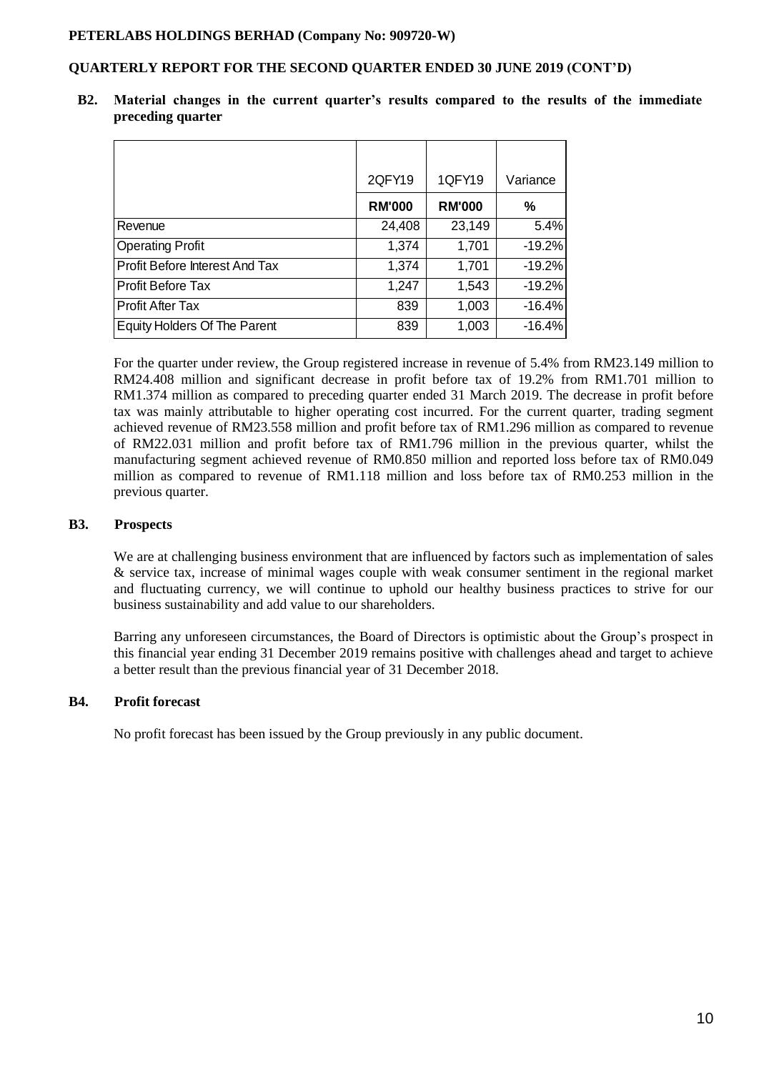**PETERLABS HOLDINGS BERHAD (Company No: 909720-W)**

**QUARTERLY REPORT FOR THE SECOND QUARTER ENDED 30 JUNE 2019 (CONT'D)**

## B2. Material changes in the current quarter's results compared to the results of the immediate preceding quarter

| | 2QFY19 | 1QFY19 | Variance |
|---|---|---|---|
| | **RM'000** | **RM'000** | **%** |
| Revenue | 24,408 | 23,149 | 5.4% |
| Operating Profit | 1,374 | 1,701 | -19.2% |
| Profit Before Interest And Tax | 1,374 | 1,701 | -19.2% |
| Profit Before Tax | 1,247 | 1,543 | -19.2% |
| Profit After Tax | 839 | 1,003 | -16.4% |
| Equity Holders Of The Parent | 839 | 1,003 | -16.4% |

For the quarter under review, the Group registered increase in revenue of 5.4% from RM23.149 million to RM24.408 million and significant decrease in profit before tax of 19.2% from RM1.701 million to RM1.374 million as compared to preceding quarter ended 31 March 2019. The decrease in profit before tax was mainly attributable to higher operating cost incurred. For the current quarter, trading segment achieved revenue of RM23.558 million and profit before tax of RM1.296 million as compared to revenue of RM22.031 million and profit before tax of RM1.796 million in the previous quarter, whilst the manufacturing segment achieved revenue of RM0.850 million and reported loss before tax of RM0.049 million as compared to revenue of RM1.118 million and loss before tax of RM0.253 million in the previous quarter.

## B3. Prospects

We are at challenging business environment that are influenced by factors such as implementation of sales & service tax, increase of minimal wages couple with weak consumer sentiment in the regional market and fluctuating currency, we will continue to uphold our healthy business practices to strive for our business sustainability and add value to our shareholders.

Barring any unforeseen circumstances, the Board of Directors is optimistic about the Group's prospect in this financial year ending 31 December 2019 remains positive with challenges ahead and target to achieve a better result than the previous financial year of 31 December 2018.

## B4. Profit forecast

No profit forecast has been issued by the Group previously in any public document.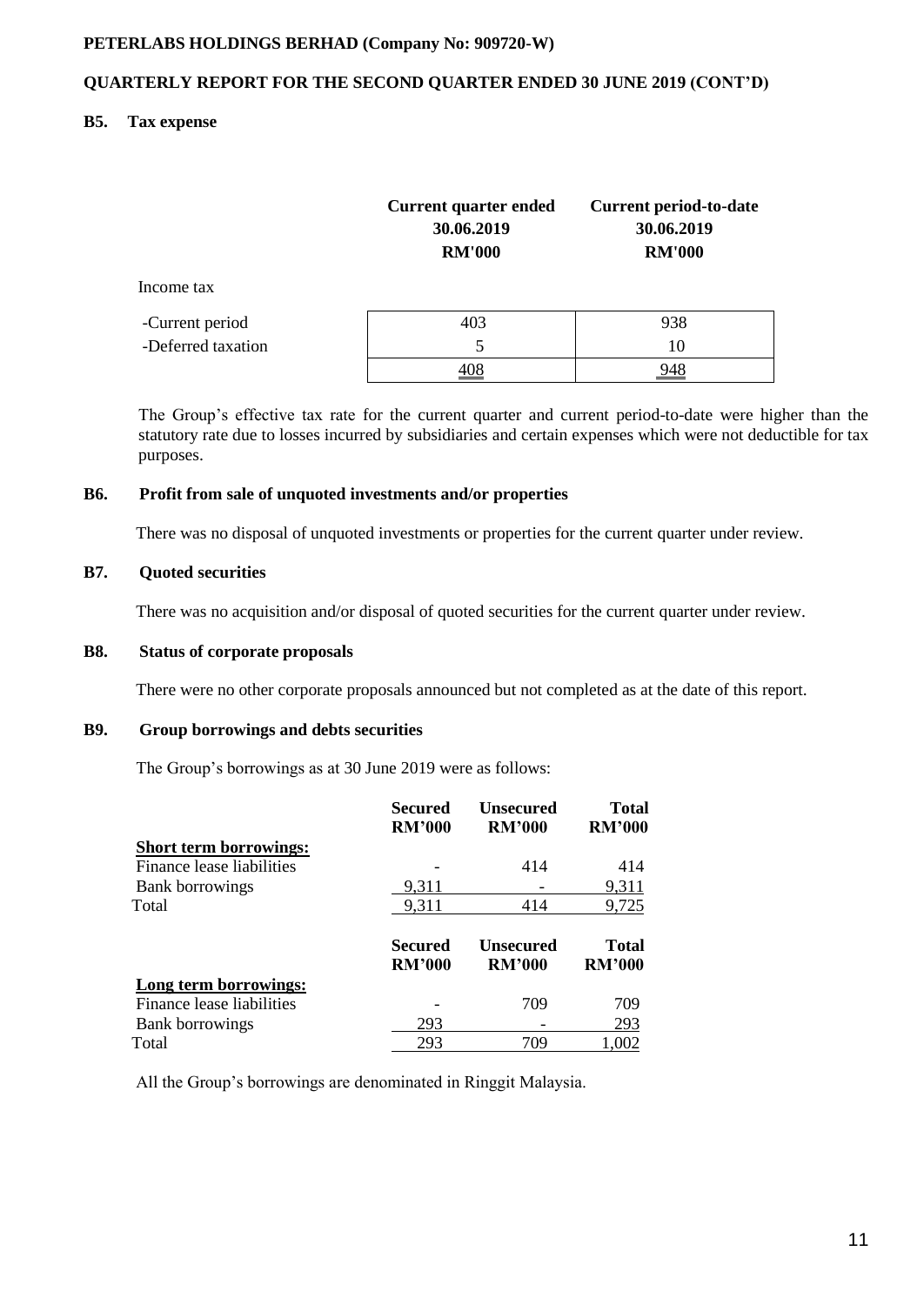## B5. Tax expense

| | Current quarter ended 30.06.2019 RM'000 | Current period-to-date 30.06.2019 RM'000 |
|---|---|---|
| Income tax | | |
| -Current period | 403 | 938 |
| -Deferred taxation | 5 | 10 |
| | 408 | 948 |

The Group's effective tax rate for the current quarter and current period-to-date were higher than the statutory rate due to losses incurred by subsidiaries and certain expenses which were not deductible for tax purposes.

## B6. Profit from sale of unquoted investments and/or properties

There was no disposal of unquoted investments or properties for the current quarter under review.

## B7. Quoted securities

There was no acquisition and/or disposal of quoted securities for the current quarter under review.

## B8. Status of corporate proposals

There were no other corporate proposals announced but not completed as at the date of this report.

## B9. Group borrowings and debts securities

The Group's borrowings as at 30 June 2019 were as follows:

| | Secured RM'000 | Unsecured RM'000 | Total RM'000 |
|---|---|---|---|
| **Short term borrowings:** | | | |
| Finance lease liabilities | - | 414 | 414 |
| Bank borrowings | 9,311 | - | 9,311 |
| Total | 9,311 | 414 | 9,725 |

| | Secured RM'000 | Unsecured RM'000 | Total RM'000 |
|---|---|---|---|
| **Long term borrowings:** | | | |
| Finance lease liabilities | - | 709 | 709 |
| Bank borrowings | 293 | - | 293 |
| Total | 293 | 709 | 1,002 |

All the Group's borrowings are denominated in Ringgit Malaysia.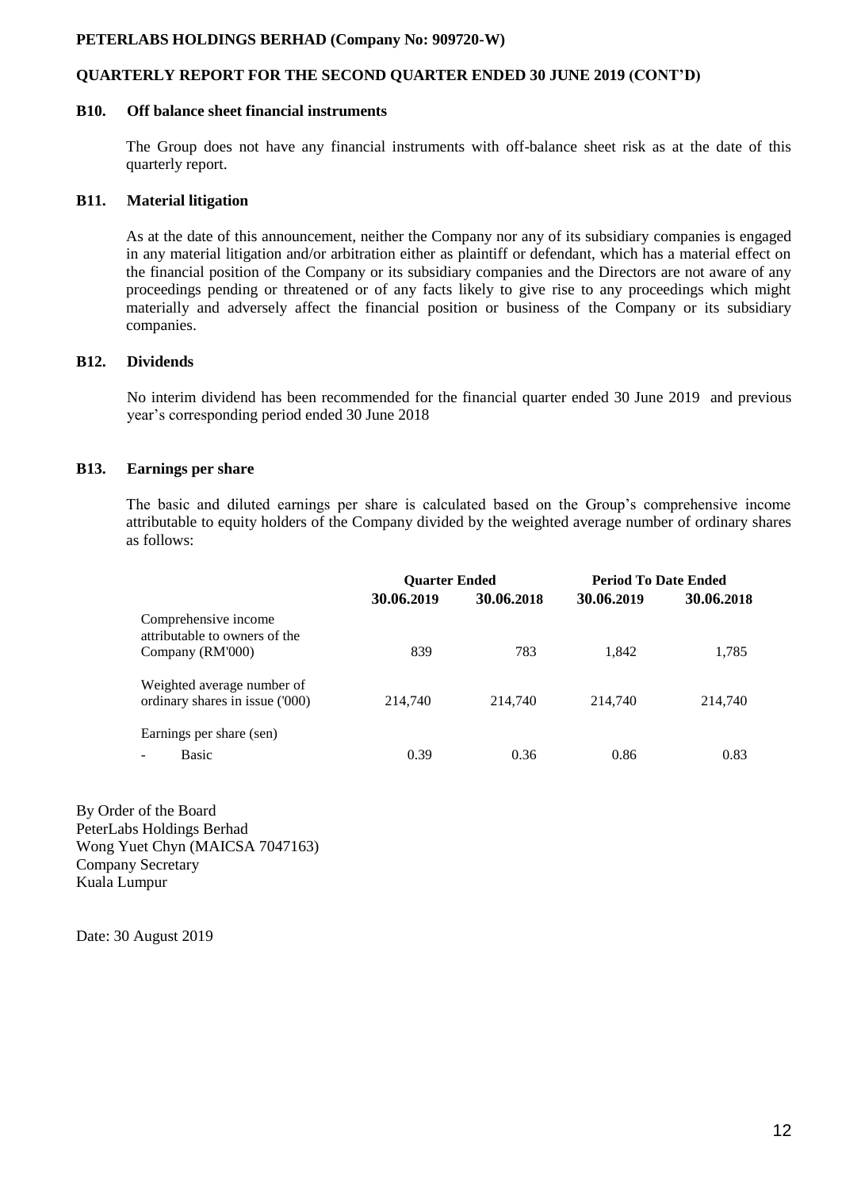**PETERLABS HOLDINGS BERHAD (Company No: 909720-W)**

**QUARTERLY REPORT FOR THE SECOND QUARTER ENDED 30 JUNE 2019 (CONT'D)**

### B10. Off balance sheet financial instruments

The Group does not have any financial instruments with off-balance sheet risk as at the date of this quarterly report.

### B11. Material litigation

As at the date of this announcement, neither the Company nor any of its subsidiary companies is engaged in any material litigation and/or arbitration either as plaintiff or defendant, which has a material effect on the financial position of the Company or its subsidiary companies and the Directors are not aware of any proceedings pending or threatened or of any facts likely to give rise to any proceedings which might materially and adversely affect the financial position or business of the Company or its subsidiary companies.

### B12. Dividends

No interim dividend has been recommended for the financial quarter ended 30 June 2019 and previous year's corresponding period ended 30 June 2018

### B13. Earnings per share

The basic and diluted earnings per share is calculated based on the Group's comprehensive income attributable to equity holders of the Company divided by the weighted average number of ordinary shares as follows:

| | **Quarter Ended** | | **Period To Date Ended** | |
|---|---|---|---|---|
| | **30.06.2019** | **30.06.2018** | **30.06.2019** | **30.06.2018** |
| Comprehensive income attributable to owners of the Company (RM'000) | 839 | 783 | 1,842 | 1,785 |
| Weighted average number of ordinary shares in issue ('000) | 214,740 | 214,740 | 214,740 | 214,740 |
| Earnings per share (sen) | | | | |
| - Basic | 0.39 | 0.36 | 0.86 | 0.83 |

By Order of the Board
PeterLabs Holdings Berhad
Wong Yuet Chyn (MAICSA 7047163)
Company Secretary
Kuala Lumpur

Date: 30 August 2019